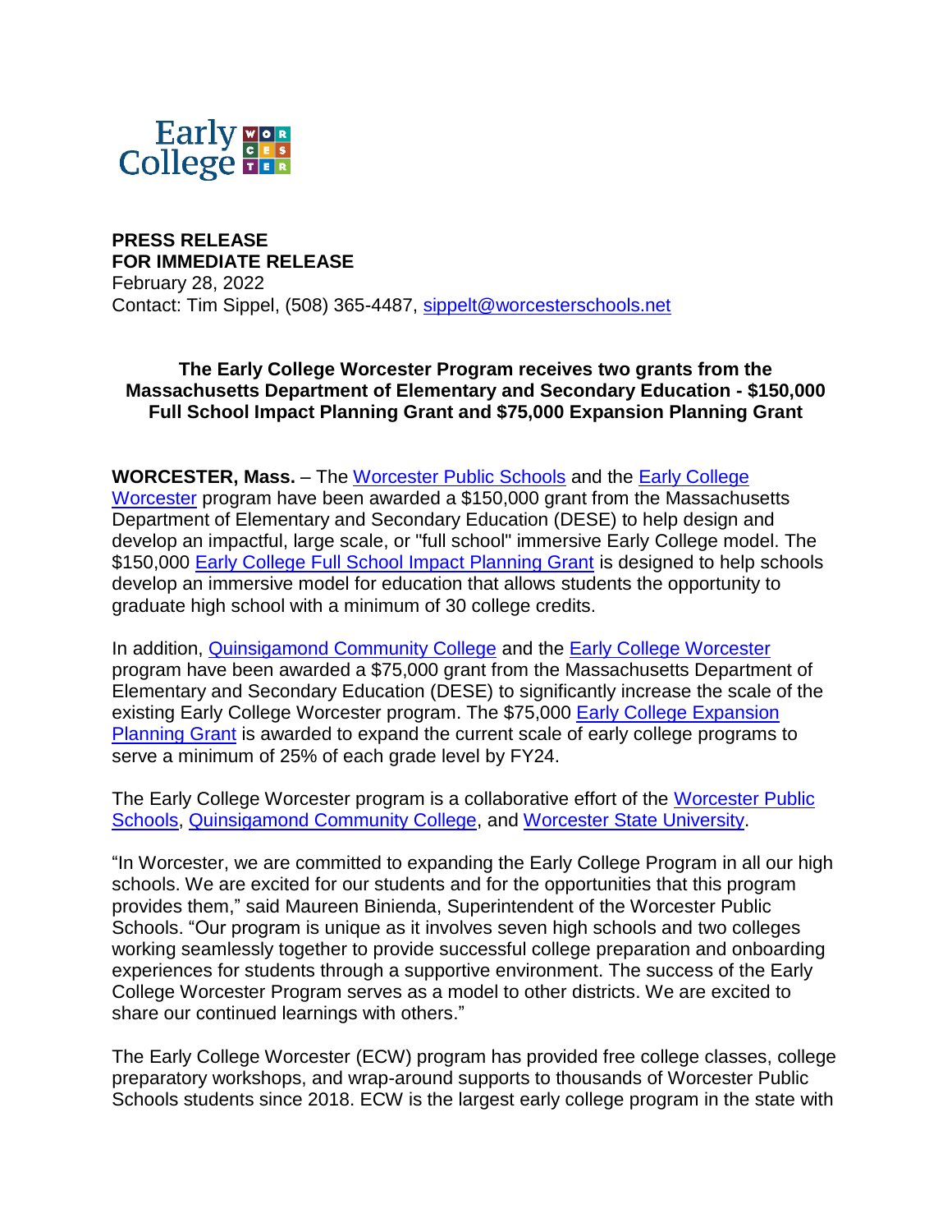Early College WORCESTER

**PRESS RELEASE**
**FOR IMMEDIATE RELEASE**
February 28, 2022
Contact: Tim Sippel, (508) 365-4487, sippelt@worcesterschools.net

**The Early College Worcester Program receives two grants from the Massachusetts Department of Elementary and Secondary Education - $150,000 Full School Impact Planning Grant and $75,000 Expansion Planning Grant**

**WORCESTER, Mass.** – The Worcester Public Schools and the Early College Worcester program have been awarded a $150,000 grant from the Massachusetts Department of Elementary and Secondary Education (DESE) to help design and develop an impactful, large scale, or "full school" immersive Early College model. The $150,000 Early College Full School Impact Planning Grant is designed to help schools develop an immersive model for education that allows students the opportunity to graduate high school with a minimum of 30 college credits.

In addition, Quinsigamond Community College and the Early College Worcester program have been awarded a $75,000 grant from the Massachusetts Department of Elementary and Secondary Education (DESE) to significantly increase the scale of the existing Early College Worcester program. The $75,000 Early College Expansion Planning Grant is awarded to expand the current scale of early college programs to serve a minimum of 25% of each grade level by FY24.

The Early College Worcester program is a collaborative effort of the Worcester Public Schools, Quinsigamond Community College, and Worcester State University.

"In Worcester, we are committed to expanding the Early College Program in all our high schools. We are excited for our students and for the opportunities that this program provides them," said Maureen Binienda, Superintendent of the Worcester Public Schools. "Our program is unique as it involves seven high schools and two colleges working seamlessly together to provide successful college preparation and onboarding experiences for students through a supportive environment. The success of the Early College Worcester Program serves as a model to other districts. We are excited to share our continued learnings with others."

The Early College Worcester (ECW) program has provided free college classes, college preparatory workshops, and wrap-around supports to thousands of Worcester Public Schools students since 2018. ECW is the largest early college program in the state with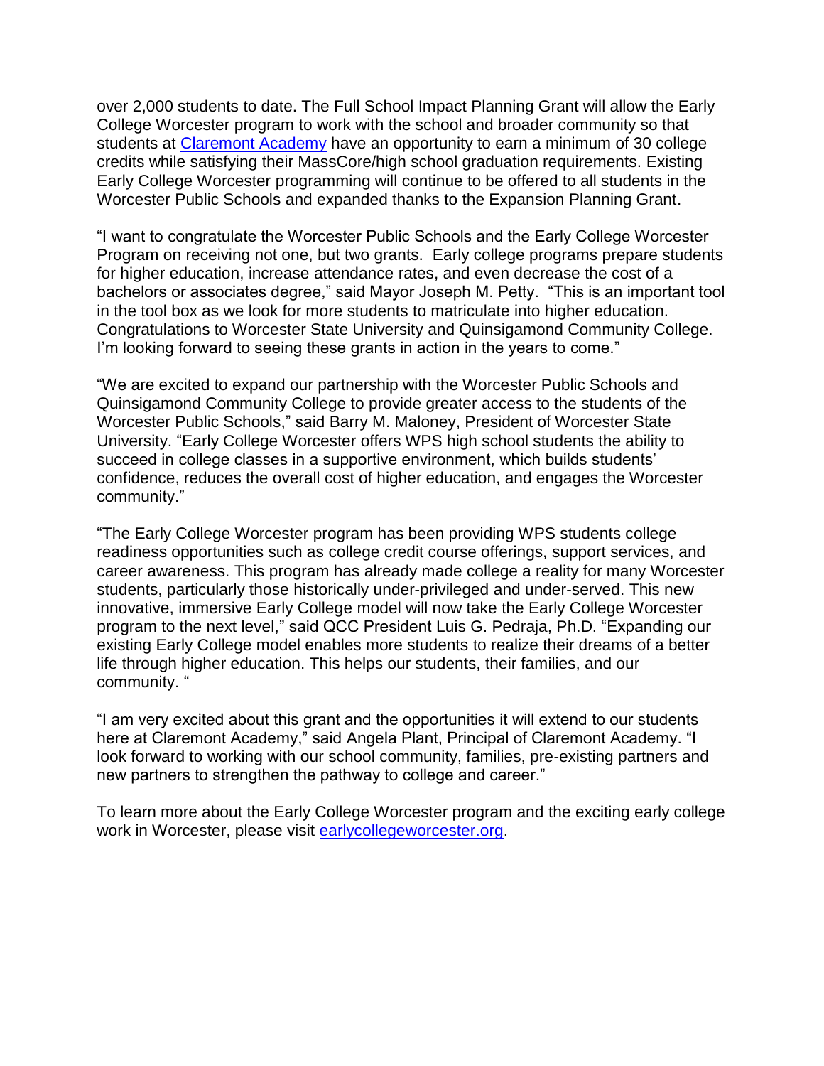over 2,000 students to date. The Full School Impact Planning Grant will allow the Early College Worcester program to work with the school and broader community so that students at [Claremont Academy](#) have an opportunity to earn a minimum of 30 college credits while satisfying their MassCore/high school graduation requirements. Existing Early College Worcester programming will continue to be offered to all students in the Worcester Public Schools and expanded thanks to the Expansion Planning Grant.

"I want to congratulate the Worcester Public Schools and the Early College Worcester Program on receiving not one, but two grants. Early college programs prepare students for higher education, increase attendance rates, and even decrease the cost of a bachelors or associates degree," said Mayor Joseph M. Petty. "This is an important tool in the tool box as we look for more students to matriculate into higher education. Congratulations to Worcester State University and Quinsigamond Community College. I'm looking forward to seeing these grants in action in the years to come."

"We are excited to expand our partnership with the Worcester Public Schools and Quinsigamond Community College to provide greater access to the students of the Worcester Public Schools," said Barry M. Maloney, President of Worcester State University. "Early College Worcester offers WPS high school students the ability to succeed in college classes in a supportive environment, which builds students' confidence, reduces the overall cost of higher education, and engages the Worcester community."

"The Early College Worcester program has been providing WPS students college readiness opportunities such as college credit course offerings, support services, and career awareness. This program has already made college a reality for many Worcester students, particularly those historically under-privileged and under-served. This new innovative, immersive Early College model will now take the Early College Worcester program to the next level," said QCC President Luis G. Pedraja, Ph.D. "Expanding our existing Early College model enables more students to realize their dreams of a better life through higher education. This helps our students, their families, and our community. "

"I am very excited about this grant and the opportunities it will extend to our students here at Claremont Academy," said Angela Plant, Principal of Claremont Academy. "I look forward to working with our school community, families, pre-existing partners and new partners to strengthen the pathway to college and career."

To learn more about the Early College Worcester program and the exciting early college work in Worcester, please visit [earlycollegeworcester.org](earlycollegeworcester.org).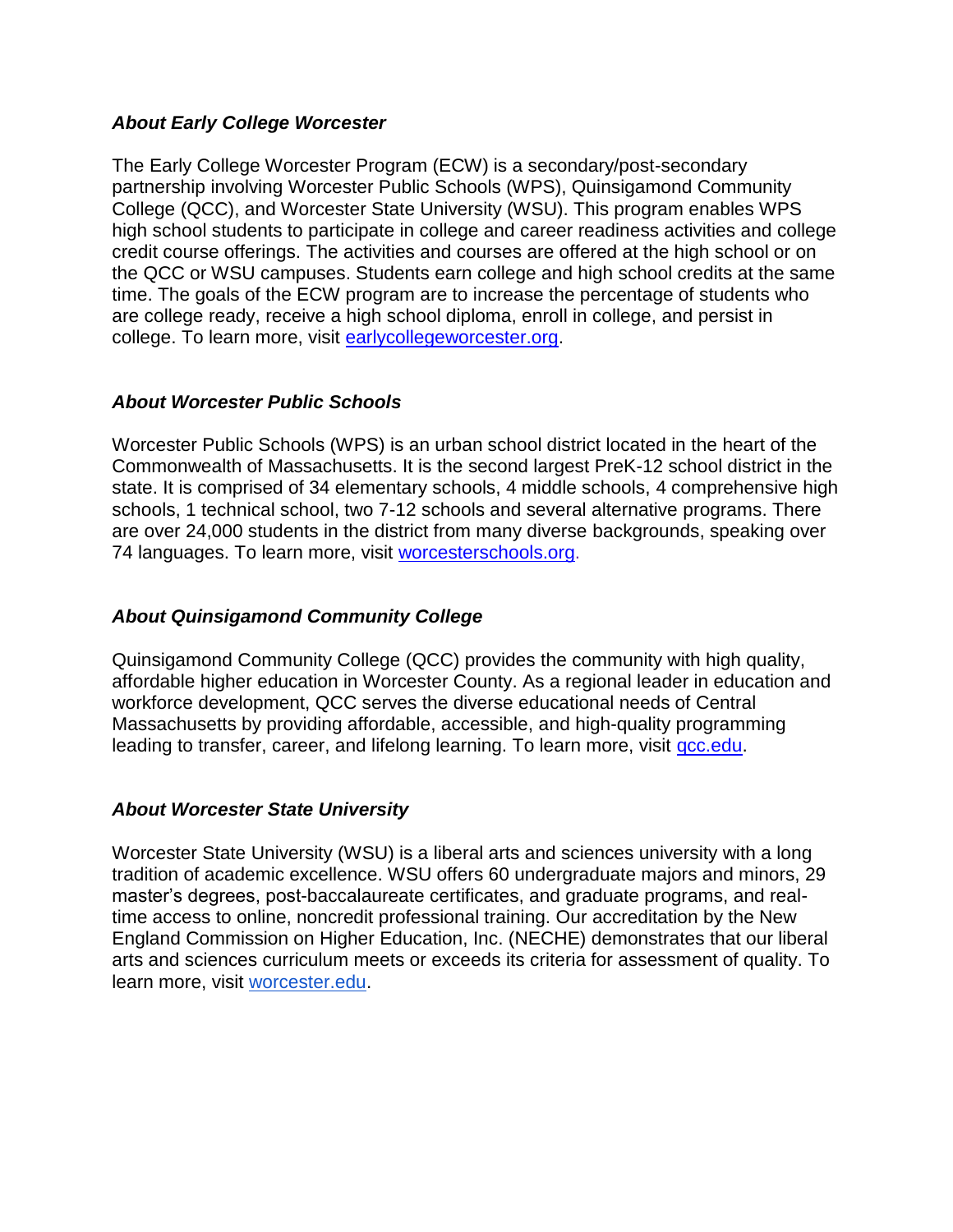### *About Early College Worcester*

The Early College Worcester Program (ECW) is a secondary/post-secondary partnership involving Worcester Public Schools (WPS), Quinsigamond Community College (QCC), and Worcester State University (WSU). This program enables WPS high school students to participate in college and career readiness activities and college credit course offerings. The activities and courses are offered at the high school or on the QCC or WSU campuses. Students earn college and high school credits at the same time. The goals of the ECW program are to increase the percentage of students who are college ready, receive a high school diploma, enroll in college, and persist in college. To learn more, visit [earlycollegeworcester.org](earlycollegeworcester.org).

### *About Worcester Public Schools*

Worcester Public Schools (WPS) is an urban school district located in the heart of the Commonwealth of Massachusetts. It is the second largest PreK-12 school district in the state. It is comprised of 34 elementary schools, 4 middle schools, 4 comprehensive high schools, 1 technical school, two 7-12 schools and several alternative programs. There are over 24,000 students in the district from many diverse backgrounds, speaking over 74 languages. To learn more, visit [worcesterschools.org](worcesterschools.org).

### *About Quinsigamond Community College*

Quinsigamond Community College (QCC) provides the community with high quality, affordable higher education in Worcester County. As a regional leader in education and workforce development, QCC serves the diverse educational needs of Central Massachusetts by providing affordable, accessible, and high-quality programming leading to transfer, career, and lifelong learning. To learn more, visit [qcc.edu](qcc.edu).

### *About Worcester State University*

Worcester State University (WSU) is a liberal arts and sciences university with a long tradition of academic excellence. WSU offers 60 undergraduate majors and minors, 29 master's degrees, post-baccalaureate certificates, and graduate programs, and real-time access to online, noncredit professional training. Our accreditation by the New England Commission on Higher Education, Inc. (NECHE) demonstrates that our liberal arts and sciences curriculum meets or exceeds its criteria for assessment of quality. To learn more, visit [worcester.edu](worcester.edu).